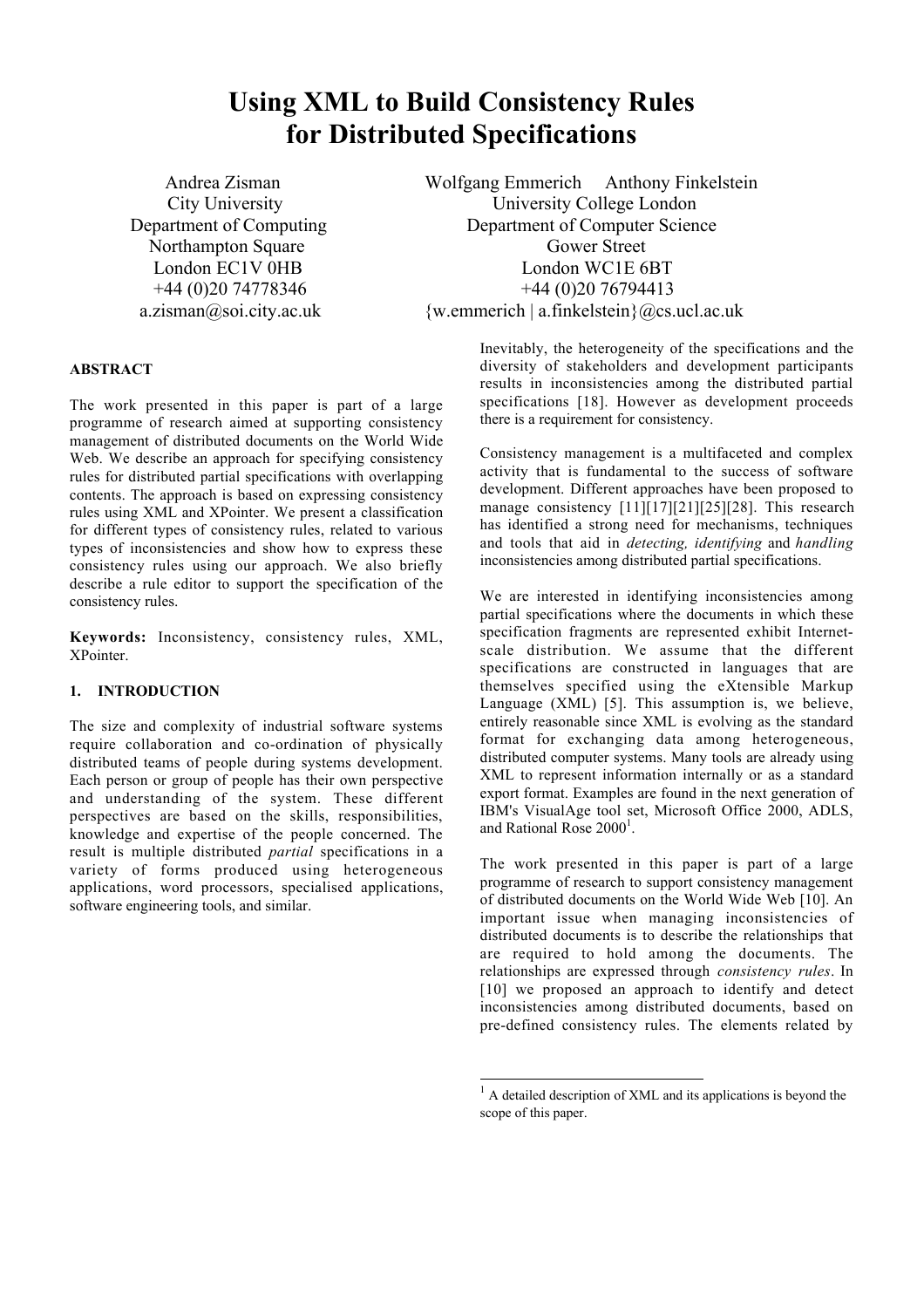# Using XML to Build Consistency Rules for Distributed Specifications

Andrea Zisman
City University
Department of Computing
Northampton Square
London EC1V 0HB
+44 (0)20 74778346
a.zisman@soi.city.ac.uk

Wolfgang Emmerich Anthony Finkelstein
University College London
Department of Computer Science
Gower Street
London WC1E 6BT
+44 (0)20 76794413
{w.emmerich | a.finkelstein}@cs.ucl.ac.uk

## ABSTRACT

The work presented in this paper is part of a large programme of research aimed at supporting consistency management of distributed documents on the World Wide Web. We describe an approach for specifying consistency rules for distributed partial specifications with overlapping contents. The approach is based on expressing consistency rules using XML and XPointer. We present a classification for different types of consistency rules, related to various types of inconsistencies and show how to express these consistency rules using our approach. We also briefly describe a rule editor to support the specification of the consistency rules.

**Keywords:** Inconsistency, consistency rules, XML, XPointer.

## 1. INTRODUCTION

The size and complexity of industrial software systems require collaboration and co-ordination of physically distributed teams of people during systems development. Each person or group of people has their own perspective and understanding of the system. These different perspectives are based on the skills, responsibilities, knowledge and expertise of the people concerned. The result is multiple distributed *partial* specifications in a variety of forms produced using heterogeneous applications, word processors, specialised applications, software engineering tools, and similar.

Inevitably, the heterogeneity of the specifications and the diversity of stakeholders and development participants results in inconsistencies among the distributed partial specifications [18]. However as development proceeds there is a requirement for consistency.

Consistency management is a multifaceted and complex activity that is fundamental to the success of software development. Different approaches have been proposed to manage consistency [11][17][21][25][28]. This research has identified a strong need for mechanisms, techniques and tools that aid in *detecting, identifying* and *handling* inconsistencies among distributed partial specifications.

We are interested in identifying inconsistencies among partial specifications where the documents in which these specification fragments are represented exhibit Internet-scale distribution. We assume that the different specifications are constructed in languages that are themselves specified using the eXtensible Markup Language (XML) [5]. This assumption is, we believe, entirely reasonable since XML is evolving as the standard format for exchanging data among heterogeneous, distributed computer systems. Many tools are already using XML to represent information internally or as a standard export format. Examples are found in the next generation of IBM's VisualAge tool set, Microsoft Office 2000, ADLS, and Rational Rose 2000[1].

The work presented in this paper is part of a large programme of research to support consistency management of distributed documents on the World Wide Web [10]. An important issue when managing inconsistencies of distributed documents is to describe the relationships that are required to hold among the documents. The relationships are expressed through *consistency rules*. In [10] we proposed an approach to identify and detect inconsistencies among distributed documents, based on pre-defined consistency rules. The elements related by

[1] A detailed description of XML and its applications is beyond the scope of this paper.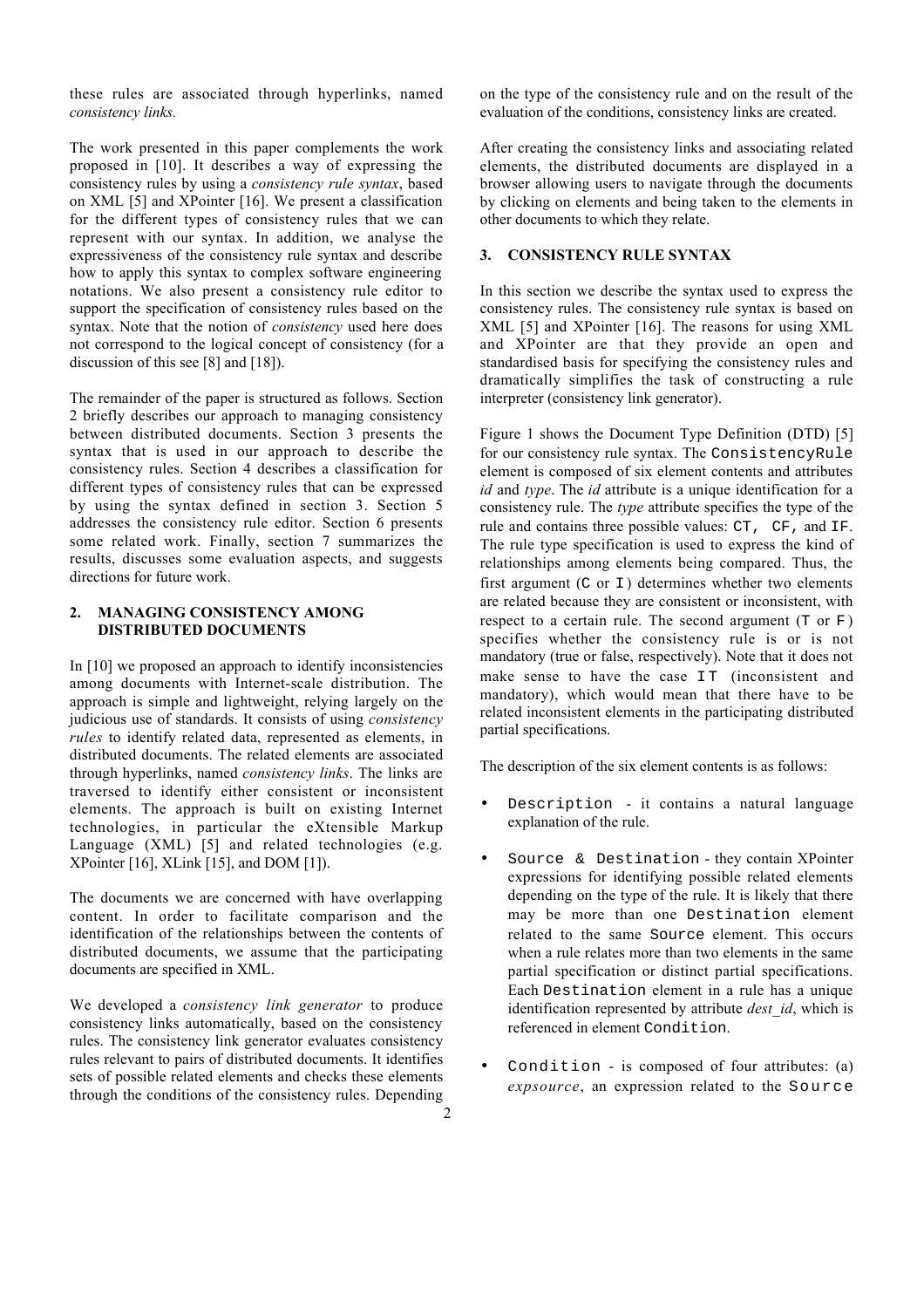these rules are associated through hyperlinks, named *consistency links.*

The work presented in this paper complements the work proposed in [10]. It describes a way of expressing the consistency rules by using a *consistency rule syntax*, based on XML [5] and XPointer [16]. We present a classification for the different types of consistency rules that we can represent with our syntax. In addition, we analyse the expressiveness of the consistency rule syntax and describe how to apply this syntax to complex software engineering notations. We also present a consistency rule editor to support the specification of consistency rules based on the syntax. Note that the notion of *consistency* used here does not correspond to the logical concept of consistency (for a discussion of this see [8] and [18]).

The remainder of the paper is structured as follows. Section 2 briefly describes our approach to managing consistency between distributed documents. Section 3 presents the syntax that is used in our approach to describe the consistency rules. Section 4 describes a classification for different types of consistency rules that can be expressed by using the syntax defined in section 3. Section 5 addresses the consistency rule editor. Section 6 presents some related work. Finally, section 7 summarizes the results, discusses some evaluation aspects, and suggests directions for future work.

## 2. MANAGING CONSISTENCY AMONG DISTRIBUTED DOCUMENTS

In [10] we proposed an approach to identify inconsistencies among documents with Internet-scale distribution. The approach is simple and lightweight, relying largely on the judicious use of standards. It consists of using *consistency rules* to identify related data, represented as elements, in distributed documents. The related elements are associated through hyperlinks, named *consistency links*. The links are traversed to identify either consistent or inconsistent elements. The approach is built on existing Internet technologies, in particular the eXtensible Markup Language (XML) [5] and related technologies (e.g. XPointer [16], XLink [15], and DOM [1]).

The documents we are concerned with have overlapping content. In order to facilitate comparison and the identification of the relationships between the contents of distributed documents, we assume that the participating documents are specified in XML.

We developed a *consistency link generator* to produce consistency links automatically, based on the consistency rules. The consistency link generator evaluates consistency rules relevant to pairs of distributed documents. It identifies sets of possible related elements and checks these elements through the conditions of the consistency rules. Depending on the type of the consistency rule and on the result of the evaluation of the conditions, consistency links are created.

After creating the consistency links and associating related elements, the distributed documents are displayed in a browser allowing users to navigate through the documents by clicking on elements and being taken to the elements in other documents to which they relate.

## 3. CONSISTENCY RULE SYNTAX

In this section we describe the syntax used to express the consistency rules. The consistency rule syntax is based on XML [5] and XPointer [16]. The reasons for using XML and XPointer are that they provide an open and standardised basis for specifying the consistency rules and dramatically simplifies the task of constructing a rule interpreter (consistency link generator).

Figure 1 shows the Document Type Definition (DTD) [5] for our consistency rule syntax. The `ConsistencyRule` element is composed of six element contents and attributes *id* and *type*. The *id* attribute is a unique identification for a consistency rule. The *type* attribute specifies the type of the rule and contains three possible values: `CT`, `CF`, and `IF`. The rule type specification is used to express the kind of relationships among elements being compared. Thus, the first argument (`C` or `I`) determines whether two elements are related because they are consistent or inconsistent, with respect to a certain rule. The second argument (`T` or `F`) specifies whether the consistency rule is or is not mandatory (true or false, respectively). Note that it does not make sense to have the case `IT` (inconsistent and mandatory), which would mean that there have to be related inconsistent elements in the participating distributed partial specifications.

The description of the six element contents is as follows:

- `Description` - it contains a natural language explanation of the rule.
- `Source & Destination` - they contain XPointer expressions for identifying possible related elements depending on the type of the rule. It is likely that there may be more than one `Destination` element related to the same `Source` element. This occurs when a rule relates more than two elements in the same partial specification or distinct partial specifications. Each `Destination` element in a rule has a unique identification represented by attribute *dest_id*, which is referenced in element `Condition`.
- `Condition` - is composed of four attributes: (a) *expsource*, an expression related to the `Source`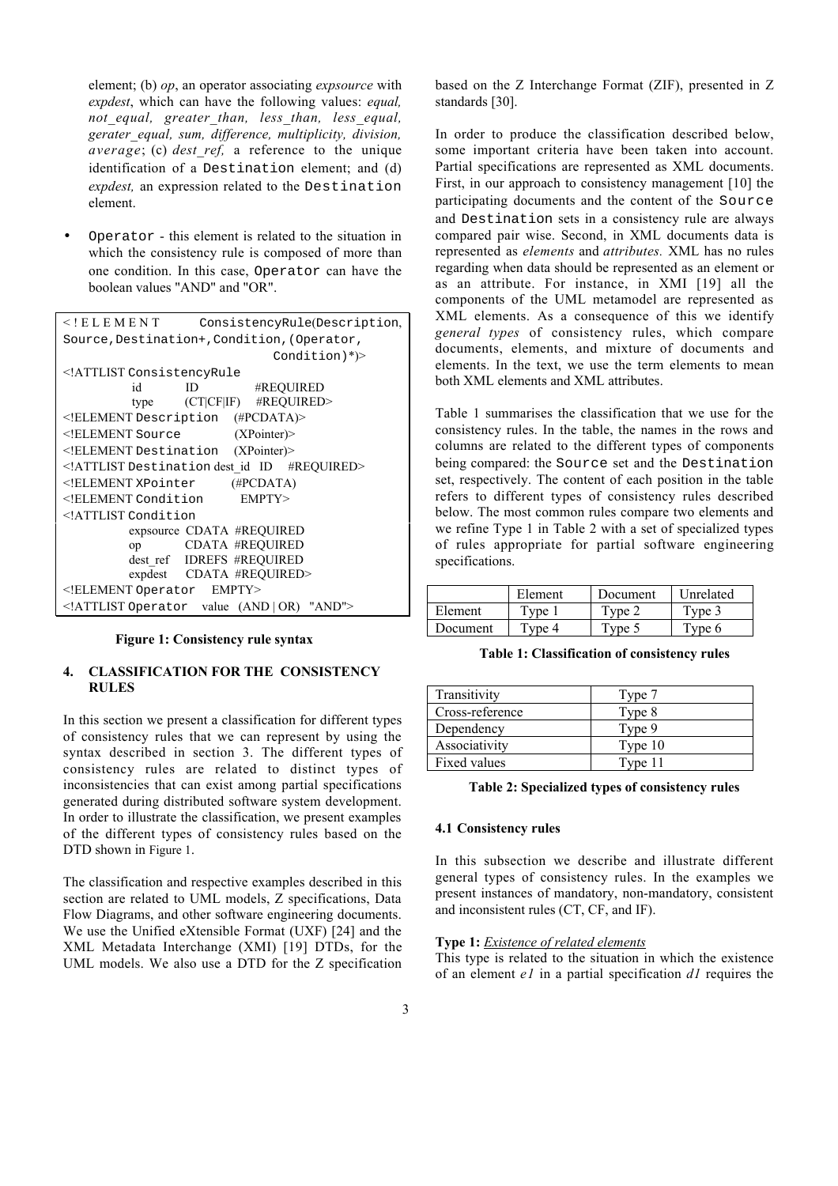element; (b) *op*, an operator associating *expsource* with *expdest*, which can have the following values: *equal, not_equal, greater_than, less_than, less_equal, gerater_equal, sum, difference, multiplicity, division, average*; (c) *dest_ref,* a reference to the unique identification of a `Destination` element; and (d) *expdest,* an expression related to the `Destination` element.

- `Operator` - this element is related to the situation in which the consistency rule is composed of more than one condition. In this case, `Operator` can have the boolean values "AND" and "OR".

```
<!ELEMENT ConsistencyRule(Description,
Source,Destination+,Condition,(Operator,
                                    Condition)*)>
<!ATTLIST ConsistencyRule
        id       ID         #REQUIRED
        type     (CT|CF|IF)   #REQUIRED>
<!ELEMENT Description   (#PCDATA)>
<!ELEMENT Source         (XPointer)>
<!ELEMENT Destination   (XPointer)>
<!ATTLIST Destination dest_id  ID   #REQUIRED>
<!ELEMENT XPointer        (#PCDATA)
<!ELEMENT Condition        EMPTY>
<!ATTLIST Condition
        expsource  CDATA  #REQUIRED
        op         CDATA  #REQUIRED
        dest_ref   IDREFS  #REQUIRED
        expdest    CDATA  #REQUIRED>
<!ELEMENT Operator    EMPTY>
<!ATTLIST Operator   value  (AND | OR)  "AND">
```

**Figure 1: Consistency rule syntax**

## 4. CLASSIFICATION FOR THE CONSISTENCY RULES

In this section we present a classification for different types of consistency rules that we can represent by using the syntax described in section 3. The different types of consistency rules are related to distinct types of inconsistencies that can exist among partial specifications generated during distributed software system development. In order to illustrate the classification, we present examples of the different types of consistency rules based on the DTD shown in Figure 1.

The classification and respective examples described in this section are related to UML models, Z specifications, Data Flow Diagrams, and other software engineering documents. We use the Unified eXtensible Format (UXF) [24] and the XML Metadata Interchange (XMI) [19] DTDs, for the UML models. We also use a DTD for the Z specification based on the Z Interchange Format (ZIF), presented in Z standards [30].

In order to produce the classification described below, some important criteria have been taken into account. Partial specifications are represented as XML documents. First, in our approach to consistency management [10] the participating documents and the content of the `Source` and `Destination` sets in a consistency rule are always compared pair wise. Second, in XML documents data is represented as *elements* and *attributes.* XML has no rules regarding when data should be represented as an element or as an attribute. For instance, in XMI [19] all the components of the UML metamodel are represented as XML elements. As a consequence of this we identify *general types* of consistency rules, which compare documents, elements, and mixture of documents and elements. In the text, we use the term elements to mean both XML elements and XML attributes.

Table 1 summarises the classification that we use for the consistency rules. In the table, the names in the rows and columns are related to the different types of components being compared: the `Source` set and the `Destination` set, respectively. The content of each position in the table refers to different types of consistency rules described below. The most common rules compare two elements and we refine Type 1 in Table 2 with a set of specialized types of rules appropriate for partial software engineering specifications.

| | Element | Document | Unrelated |
|---|---|---|---|
| Element | Type 1 | Type 2 | Type 3 |
| Document | Type 4 | Type 5 | Type 6 |

**Table 1: Classification of consistency rules**

| Transitivity | Type 7 |
|---|---|
| Cross-reference | Type 8 |
| Dependency | Type 9 |
| Associativity | Type 10 |
| Fixed values | Type 11 |

**Table 2: Specialized types of consistency rules**

### 4.1 Consistency rules

In this subsection we describe and illustrate different general types of consistency rules. In the examples we present instances of mandatory, non-mandatory, consistent and inconsistent rules (CT, CF, and IF).

**Type 1:** *Existence of related elements*

This type is related to the situation in which the existence of an element *e1* in a partial specification *d1* requires the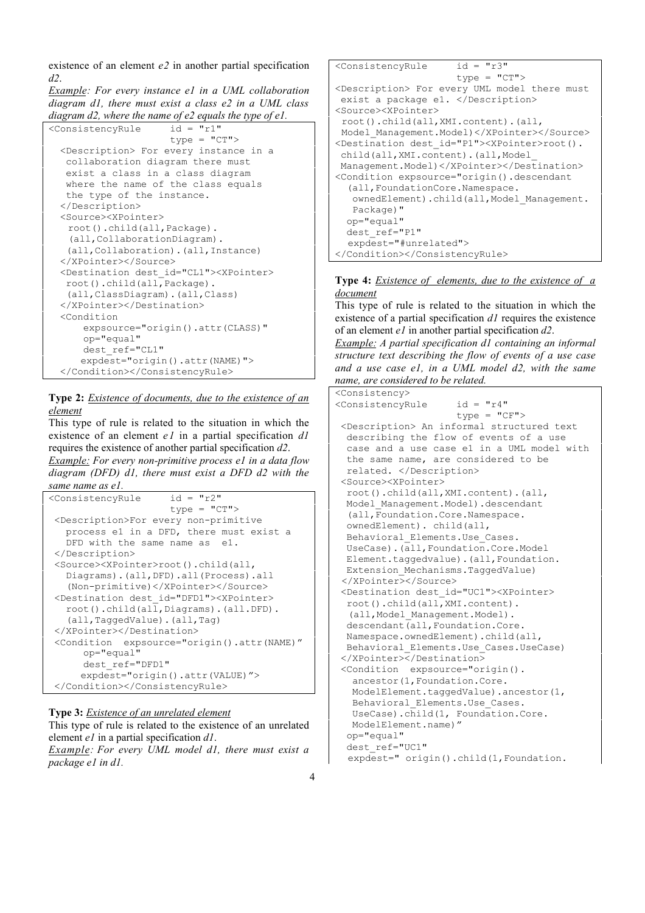existence of an element *e2* in another partial specification *d2*.

*Example: For every instance e1 in a UML collaboration diagram d1, there must exist a class e2 in a UML class diagram d2, where the name of e2 equals the type of e1.*

```
<ConsistencyRule     id = "r1"
                     type = "CT">
  <Description> For every instance in a
   collaboration diagram there must
   exist a class in a class diagram
   where the name of the class equals
   the type of the instance.
  </Description>
  <Source><XPointer>
   root().child(all,Package).
   (all,CollaborationDiagram).
   (all,Collaboration).(all,Instance)
  </XPointer></Source>
  <Destination dest_id="CL1"><XPointer>
   root().child(all,Package).
   (all,ClassDiagram).(all,Class)
  </XPointer></Destination>
  <Condition
      expsource="origin().attr(CLASS)"
      op="equal"
      dest_ref="CL1"
     expdest="origin().attr(NAME)">
  </Condition></ConsistencyRule>
```

**Type 2:** *Existence of documents, due to the existence of an element*

This type of rule is related to the situation in which the existence of an element *e1* in a partial specification *d1* requires the existence of another partial specification *d2*.

*Example: For every non-primitive process e1 in a data flow diagram (DFD) d1, there must exist a DFD d2 with the same name as e1.*

```
<ConsistencyRule     id = "r2"
                     type = "CT">
 <Description>For every non-primitive
   process e1 in a DFD, there must exist a
   DFD with the same name as  e1.
 </Description>
 <Source><XPointer>root().child(all,
   Diagrams).(all,DFD).all(Process).all
   (Non-primitive)</XPointer></Source>
 <Destination dest_id="DFD1"><XPointer>
   root().child(all,Diagrams).(all.DFD).
   (all,TaggedValue).(all,Tag)
 </XPointer></Destination>
 <Condition  expsource="origin().attr(NAME)"
      op="equal"
      dest_ref="DFD1"
     expdest="origin().attr(VALUE)">
 </Condition></ConsistencyRule>
```

**Type 3:** *Existence of an unrelated element*

This type of rule is related to the existence of an unrelated element *e1* in a partial specification *d1*.

*Example: For every UML model d1, there must exist a package e1 in d1.*

```
<ConsistencyRule     id = "r3"
                     type = "CT">
<Description> For every UML model there must
 exist a package e1. </Description>
<Source><XPointer>
 root().child(all,XMI.content).(all,
 Model_Management.Model)</XPointer></Source>
<Destination dest_id="P1"><XPointer>root().
 child(all,XMI.content).(all,Model_
 Management.Model)</XPointer></Destination>
<Condition expsource="origin().descendant
  (all,FoundationCore.Namespace.
   ownedElement).child(all,Model_Management.
   Package)"
  op="equal"
  dest_ref="P1"
   expdest="#unrelated">
</Condition></ConsistencyRule>
```

**Type 4:** *Existence of elements, due to the existence of a document*

This type of rule is related to the situation in which the existence of a partial specification *d1* requires the existence of an element *e1* in another partial specification *d2*.

*Example: A partial specification d1 containing an informal structure text describing the flow of events of a use case and a use case e1, in a UML model d2, with the same name, are considered to be related.*

```
<Consistency>
<ConsistencyRule     id = "r4"
                     type = "CF">
 <Description> An informal structured text
  describing the flow of events of a use
  case and a use case e1 in a UML model with
  the same name, are considered to be
  related. </Description>
 <Source><XPointer>
  root().child(all,XMI.content).(all,
  Model_Management.Model).descendant
  (all,Foundation.Core.Namespace.
  ownedElement). child(all,
  Behavioral_Elements.Use_Cases.
  UseCase).(all,Foundation.Core.Model
  Element.taggedvalue).(all,Foundation.
  Extension_Mechanisms.TaggedValue)
 </XPointer></Source>
 <Destination dest_id="UC1"><XPointer>
  root().child(all,XMI.content).
  (all,Model_Management.Model).
  descendant(all,Foundation.Core.
  Namespace.ownedElement).child(all,
  Behavioral_Elements.Use_Cases.UseCase)
 </XPointer></Destination>
 <Condition  expsource="origin().
   ancestor(1,Foundation.Core.
   ModelElement.taggedValue).ancestor(1,
   Behavioral_Elements.Use_Cases.
   UseCase).child(1, Foundation.Core.
   ModelElement.name)"
  op="equal"
  dest_ref="UC1"
  expdest=" origin().child(1,Foundation.
```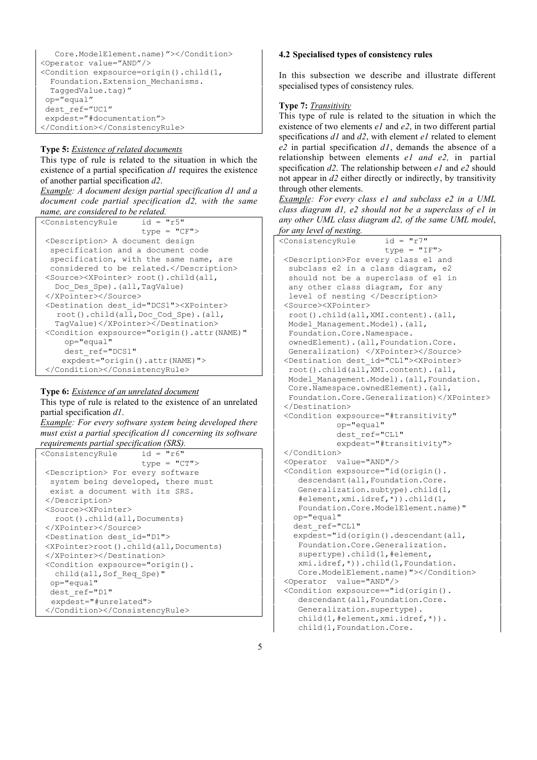```
   Core.ModelElement.name)"></Condition>
<Operator value="AND"/>
<Condition expsource=origin().child(1,
  Foundation.Extension_Mechanisms.
  TaggedValue.tag)"
 op="equal"
 dest_ref="UC1"
 expdest="#documentation">
</Condition></ConsistencyRule>
```

**Type 5:** *Existence of related documents*

This type of rule is related to the situation in which the existence of a partial specification *d1* requires the existence of another partial specification *d2*.

*Example: A document design partial specification d1 and a document code partial specification d2, with the same name, are considered to be related.*

```
<ConsistencyRule      id = "r5"
                      type = "CF">
 <Description> A document design
  specification and a document code
  specification, with the same name, are
  considered to be related.</Description>
 <Source><XPointer> root().child(all,
   Doc_Des_Spe).(all,TagValue)
 </XPointer></Source>
 <Destination dest_id="DCS1"><XPointer>
    root().child(all,Doc_Cod_Spe).(all,
    TagValue)</XPointer></Destination>
 <Condition expsource="origin().attr(NAME)"
     op="equal"
     dest_ref="DCS1"
    expdest="origin().attr(NAME)">
 </Condition></ConsistencyRule>
```

**Type 6:** *Existence of an unrelated document*

This type of rule is related to the existence of an unrelated partial specification *d1*.

*Example: For every software system being developed there must exist a partial specification d1 concerning its software requirements partial specification (SRS).*

```
<ConsistencyRule      id = "r6"
                      type = "CT">
 <Description> For every software
  system being developed, there must
  exist a document with its SRS.
 </Description>
 <Source><XPointer>
   root().child(all,Documents)
 </XPointer></Source>
 <Destination dest_id="D1">
 <XPointer>root().child(all,Documents)
 </XPointer></Destination>
 <Condition expsource="origin().
   child(all,Sof_Req_Spe)"
  op="equal"
  dest_ref="D1"
  expdest="#unrelated">
 </Condition></ConsistencyRule>
```

### 4.2 Specialised types of consistency rules

In this subsection we describe and illustrate different specialised types of consistency rules.

**Type 7:** *Transitivity*

This type of rule is related to the situation in which the existence of two elements *e1* and *e2*, in two different partial specifications *d1* and *d2*, with element *e1* related to element *e2* in partial specification *d1*, demands the absence of a relationship between elements *e1 and e2,* in partial specification *d2*. The relationship between *e1* and *e2* should not appear in *d2* either directly or indirectly, by transitivity through other elements.

*Example: For every class e1 and subclass e2 in a UML class diagram d1, e2 should not be a superclass of e1 in any other UML class diagram d2, of the same UML model, for any level of nesting.*

```
<ConsistencyRule      id = "r7"
                      type = "IF">
 <Description>For every class e1 and
  subclass e2 in a class diagram, e2
  should not be a superclass of e1 in
  any other class diagram, for any
  level of nesting </Description>
 <Source><XPointer>
  root().child(all,XMI.content).(all,
  Model_Management.Model).(all,
  Foundation.Core.Namespace.
  ownedElement).(all,Foundation.Core.
  Generalization) </XPointer></Source>
 <Destination dest_id="CL1"><XPointer>
  root().child(all,XMI.content).(all,
  Model_Management.Model).(all,Foundation.
  Core.Namespace.ownedElement).(all,
  Foundation.Core.Generalization)</XPointer>
 </Destination>
 <Condition expsource="#transitivity"
           op="equal"
           dest_ref="CL1"
           expdest="#transitivity">
 </Condition>
 <Operator  value="AND"/>
 <Condition expsource="id(origin().
    descendant(all,Foundation.Core.
    Generalization.subtype).child(1,
    #element,xmi.idref,*)).child(1,
    Foundation.Core.ModelElement.name)"
   op="equal"
   dest_ref="CL1"
   expdest="id(origin().descendant(all,
    Foundation.Core.Generalization.
    supertype).child(1,#element,
    xmi.idref,*)).child(1,Foundation.
    Core.ModelElement.name)"></Condition>
 <Operator  value="AND"/>
 <Condition expsource=="id(origin().
    descendant(all,Foundation.Core.
    Generalization.supertype).
    child(1,#element,xmi.idref,*)).
    child(1,Foundation.Core.
```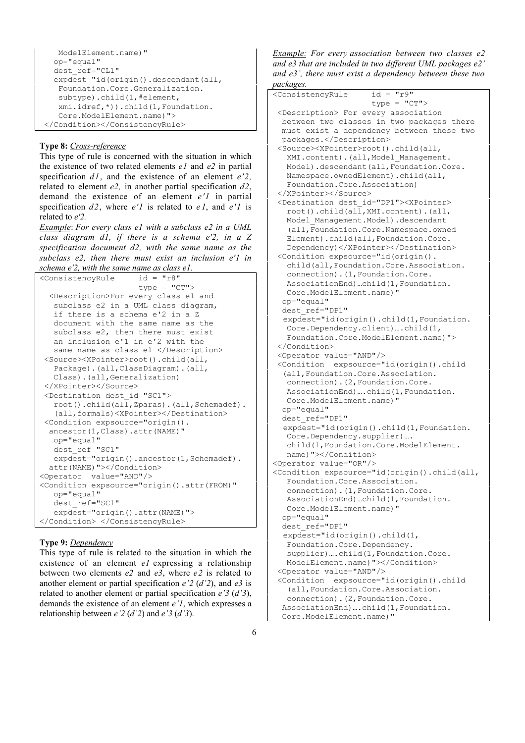```
    ModelElement.name)"
   op="equal"
   dest_ref="CL1"
   expdest="id(origin().descendant(all,
    Foundation.Core.Generalization.
    subtype).child(1,#element,
    xmi.idref,*)).child(1,Foundation.
    Core.ModelElement.name)">
</Condition></ConsistencyRule>
```

**Type 8:** *Cross-reference*

This type of rule is concerned with the situation in which the existence of two related elements *e1* and *e2* in partial specification *d1*, and the existence of an element *e'2*, related to element *e2*, in another partial specification *d2*, demand the existence of an element *e'1* in partial specification *d2*, where *e'1* is related to *e1*, and *e'1* is related to *e'2*.

*Example*: *For every class e1 with a subclass e2 in a UML class diagram d1, if there is a schema e'2, in a Z specification document d2, with the same name as the subclass e2, then there must exist an inclusion e'1 in schema e'2, with the same name as class e1.*

```
<ConsistencyRule     id = "r8"
                     type = "CT">
  <Description>For every class e1 and
   subclass e2 in a UML class diagram,
   if there is a schema e'2 in a Z
   document with the same name as the
   subclass e2, then there must exist
   an inclusion e'1 in e'2 with the
   same name as class e1 </Description>
 <Source><XPointer>root().child(all,
   Package).(all,ClassDiagram).(all,
   Class).(all,Generalization)
 </XPointer></Source>
 <Destination dest_id="SC1">
   root().child(all,Zparas).(all,Schemadef).
   (all,formals)<XPointer></Destination>
 <Condition expsource="origin().
  ancestor(1,Class).attr(NAME)"
   op="equal"
   dest_ref="SC1"
   expdest="origin().ancestor(1,Schemadef).
  attr(NAME)"></Condition>
<Operator  value="AND"/>
<Condition expsource="origin().attr(FROM)"
   op="equal"
   dest_ref="SC1"
   expdest="origin().attr(NAME)">
</Condition> </ConsistencyRule>
```

**Type 9:** *Dependency*

This type of rule is related to the situation in which the existence of an element *e1* expressing a relationship between two elements *e2* and *e3*, where *e2* is related to another element or partial specification *e'2* (*d'2*), and *e3* is related to another element or partial specification *e'3* (*d'3*), demands the existence of an element *e'1*, which expresses a relationship between *e'2* (*d'2*) and *e'3* (*d'3*).

*Example: For every association between two classes e2 and e3 that are included in two different UML packages e2' and e3', there must exist a dependency between these two packages.*

```
<ConsistencyRule     id = "r9"
                     type = "CT">
 <Description> For every association
  between two classes in two packages there
  must exist a dependency between these two
  packages.</Description>
 <Source><XPointer>root().child(all,
   XMI.content).(all,Model_Management.
   Model).descendant(all,Foundation.Core.
   Namespace.ownedElement).child(all,
   Foundation.Core.Association)
 </XPointer></Source>
 <Destination dest_id="DP1"><XPointer>
   root().child(all,XMI.content).(all,
   Model_Management.Model).descendant
   (all,Foundation.Core.Namespace.owned
   Element).child(all,Foundation.Core.
   Dependency)</XPointer></Destination>
 <Condition expsource="id(origin().
   child(all,Foundation.Core.Association.
   connection).(1,Foundation.Core.
   AssociationEnd)…child(1,Foundation.
   Core.ModelElement.name)"
  op="equal"
  dest_ref="DP1"
  expdest="id(origin().child(1,Foundation.
   Core.Dependency.client)….child(1,
   Foundation.Core.ModelElement.name)">
 </Condition>
 <Operator value="AND"/>
 <Condition  expsource="id(origin().child
  (all,Foundation.Core.Association.
   connection).(2,Foundation.Core.
   AssociationEnd)….child(1,Foundation.
   Core.ModelElement.name)"
  op="equal"
  dest_ref="DP1"
  expdest="id(origin().child(1,Foundation.
   Core.Dependency.supplier)….
   child(1,Foundation.Core.ModelElement.
   name)"></Condition>
<Operator value="OR"/>
<Condition expsource="id(origin().child(all,
   Foundation.Core.Association.
   connection).(1,Foundation.Core.
   AssociationEnd)…child(1,Foundation.
   Core.ModelElement.name)"
  op="equal"
  dest_ref="DP1"
  expdest="id(origin().child(1,
   Foundation.Core.Dependency.
   supplier)….child(1,Foundation.Core.
   ModelElement.name)"></Condition>
 <Operator value="AND"/>
 <Condition  expsource="id(origin().child
   (all,Foundation.Core.Association.
   connection).(2,Foundation.Core.
  AssociationEnd)….child(1,Foundation.
  Core.ModelElement.name)"
```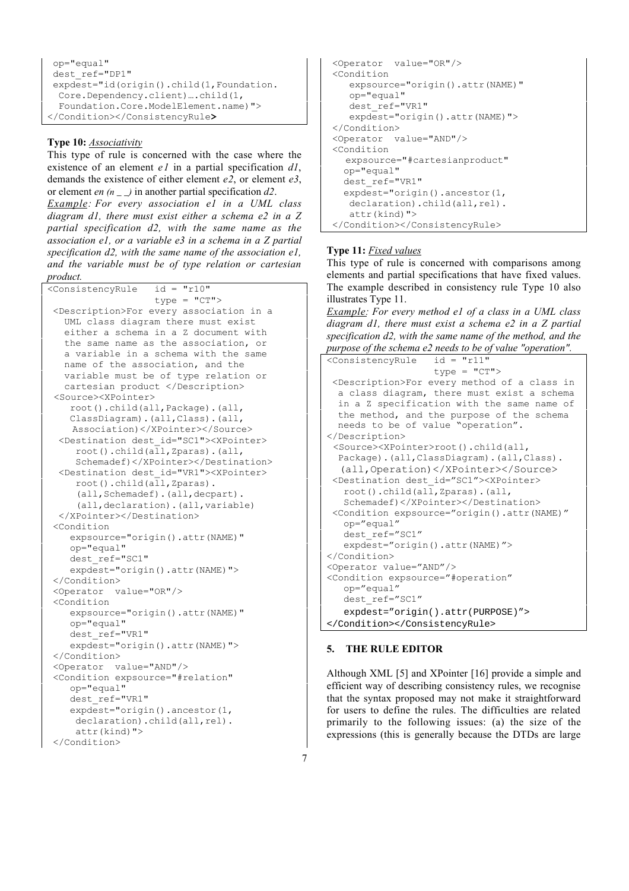```
 op="equal"
 dest_ref="DP1"
 expdest="id(origin().child(1,Foundation.
  Core.Dependency.client)….child(1,
  Foundation.Core.ModelElement.name)">
</Condition></ConsistencyRule>
```

**Type 10:** *Associativity*

This type of rule is concerned with the case where the existence of an element *e1* in a partial specification *d1*, demands the existence of either element *e2*, or element *e3*, or element *en (n _ _)* in another partial specification *d2*.

*Example: For every association e1 in a UML class diagram d1, there must exist either a schema e2 in a Z partial specification d2, with the same name as the association e1, or a variable e3 in a schema in a Z partial specification d2, with the same name of the association e1, and the variable must be of type relation or cartesian product.*

```
<ConsistencyRule   id = "r10"
                   type = "CT">
 <Description>For every association in a
   UML class diagram there must exist
   either a schema in a Z document with
   the same name as the association, or
   a variable in a schema with the same
   name of the association, and the
   variable must be of type relation or
   cartesian product </Description>
 <Source><XPointer>
    root().child(all,Package).(all,
    ClassDiagram).(all,Class).(all,
     Association)</XPointer></Source>
  <Destination dest_id="SC1"><XPointer>
     root().child(all,Zparas).(all,
     Schemadef)</XPointer></Destination>
  <Destination dest_id="VR1"><XPointer>
     root().child(all,Zparas).
     (all,Schemadef).(all,decpart).
     (all,declaration).(all,variable)
  </XPointer></Destination>
 <Condition
    expsource="origin().attr(NAME)"
    op="equal"
    dest_ref="SC1"
    expdest="origin().attr(NAME)">
 </Condition>
 <Operator  value="OR"/>
 <Condition
    expsource="origin().attr(NAME)"
    op="equal"
    dest_ref="VR1"
    expdest="origin().attr(NAME)">
 </Condition>
 <Operator  value="AND"/>
 <Condition expsource="#relation"
    op="equal"
    dest_ref="VR1"
    expdest="origin().ancestor(1,
     declaration).child(all,rel).
     attr(kind)">
 </Condition>
 <Operator  value="OR"/>
 <Condition
    expsource="origin().attr(NAME)"
    op="equal"
    dest_ref="VR1"
    expdest="origin().attr(NAME)">
 </Condition>
 <Operator  value="AND"/>
 <Condition
   expsource="#cartesianproduct"
   op="equal"
   dest_ref="VR1"
   expdest="origin().ancestor(1,
    declaration).child(all,rel).
    attr(kind)">
 </Condition></ConsistencyRule>
```

**Type 11:** *Fixed values*

This type of rule is concerned with comparisons among elements and partial specifications that have fixed values. The example described in consistency rule Type 10 also illustrates Type 11.

*Example: For every method e1 of a class in a UML class diagram d1, there must exist a schema e2 in a Z partial specification d2, with the same name of the method, and the purpose of the schema e2 needs to be of value "operation".*

```
<ConsistencyRule   id = "r11"
                   type = "CT">
 <Description>For every method of a class in
  a class diagram, there must exist a schema
  in a Z specification with the same name of
  the method, and the purpose of the schema
  needs to be of value "operation".
</Description>
 <Source><XPointer>root().child(all,
  Package).(all,ClassDiagram).(all,Class).
  (all,Operation)</XPointer></Source>
 <Destination dest_id="SC1"><XPointer>
   root().child(all,Zparas).(all,
   Schemadef)</XPointer></Destination>
 <Condition expsource="origin().attr(NAME)"
   op="equal"
   dest_ref="SC1"
   expdest="origin().attr(NAME)">
</Condition>
<Operator value="AND"/>
<Condition expsource="#operation"
   op="equal"
   dest_ref="SC1"
   expdest="origin().attr(PURPOSE)">
</Condition></ConsistencyRule>
```

## 5. THE RULE EDITOR

Although XML [5] and XPointer [16] provide a simple and efficient way of describing consistency rules, we recognise that the syntax proposed may not make it straightforward for users to define the rules. The difficulties are related primarily to the following issues: (a) the size of the expressions (this is generally because the DTDs are large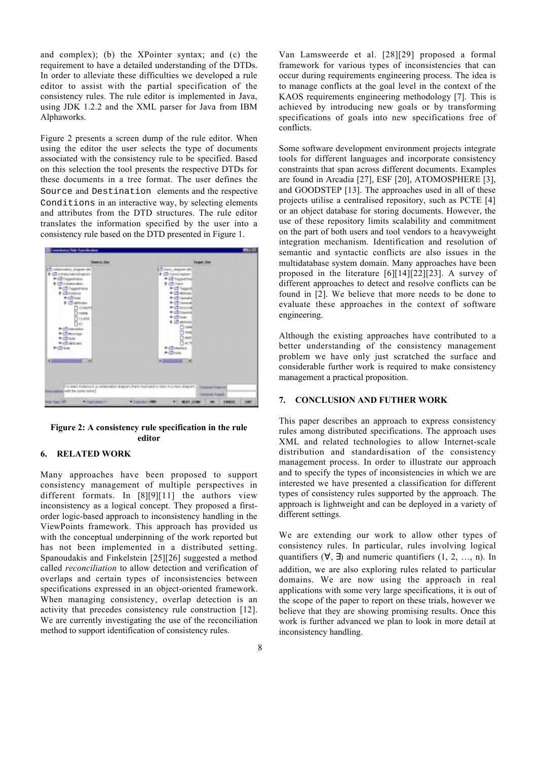and complex); (b) the XPointer syntax; and (c) the requirement to have a detailed understanding of the DTDs. In order to alleviate these difficulties we developed a rule editor to assist with the partial specification of the consistency rules. The rule editor is implemented in Java, using JDK 1.2.2 and the XML parser for Java from IBM Alphaworks.

Figure 2 presents a screen dump of the rule editor. When using the editor the user selects the type of documents associated with the consistency rule to be specified. Based on this selection the tool presents the respective DTDs for these documents in a tree format. The user defines the `Source` and `Destination` elements and the respective `Conditions` in an interactive way, by selecting elements and attributes from the DTD structures. The rule editor translates the information specified by the user into a consistency rule based on the DTD presented in Figure 1.

**Figure 2: A consistency rule specification in the rule editor**

## 6. RELATED WORK

Many approaches have been proposed to support consistency management of multiple perspectives in different formats. In [8][9][11] the authors view inconsistency as a logical concept. They proposed a first-order logic-based approach to inconsistency handling in the ViewPoints framework. This approach has provided us with the conceptual underpinning of the work reported but has not been implemented in a distributed setting. Spanoudakis and Finkelstein [25][26] suggested a method called *reconciliation* to allow detection and verification of overlaps and certain types of inconsistencies between specifications expressed in an object-oriented framework. When managing consistency, overlap detection is an activity that precedes consistency rule construction [12]. We are currently investigating the use of the reconciliation method to support identification of consistency rules.

Van Lamsweerde et al. [28][29] proposed a formal framework for various types of inconsistencies that can occur during requirements engineering process. The idea is to manage conflicts at the goal level in the context of the KAOS requirements engineering methodology [7]. This is achieved by introducing new goals or by transforming specifications of goals into new specifications free of conflicts.

Some software development environment projects integrate tools for different languages and incorporate consistency constraints that span across different documents. Examples are found in Arcadia [27], ESF [20], ATOMOSPHERE [3], and GOODSTEP [13]. The approaches used in all of these projects utilise a centralised repository, such as PCTE [4] or an object database for storing documents. However, the use of these repository limits scalability and commitment on the part of both users and tool vendors to a heavyweight integration mechanism. Identification and resolution of semantic and syntactic conflicts are also issues in the multidatabase system domain. Many approaches have been proposed in the literature [6][14][22][23]. A survey of different approaches to detect and resolve conflicts can be found in [2]. We believe that more needs to be done to evaluate these approaches in the context of software engineering.

Although the existing approaches have contributed to a better understanding of the consistency management problem we have only just scratched the surface and considerable further work is required to make consistency management a practical proposition.

## 7. CONCLUSION AND FUTHER WORK

This paper describes an approach to express consistency rules among distributed specifications. The approach uses XML and related technologies to allow Internet-scale distribution and standardisation of the consistency management process. In order to illustrate our approach and to specify the types of inconsistencies in which we are interested we have presented a classification for different types of consistency rules supported by the approach. The approach is lightweight and can be deployed in a variety of different settings.

We are extending our work to allow other types of consistency rules. In particular, rules involving logical quantifiers ($\forall$, $\exists$) and numeric quantifiers (1, 2, …, n). In addition, we are also exploring rules related to particular domains. We are now using the approach in real applications with some very large specifications, it is out of the scope of the paper to report on these trials, however we believe that they are showing promising results. Once this work is further advanced we plan to look in more detail at inconsistency handling.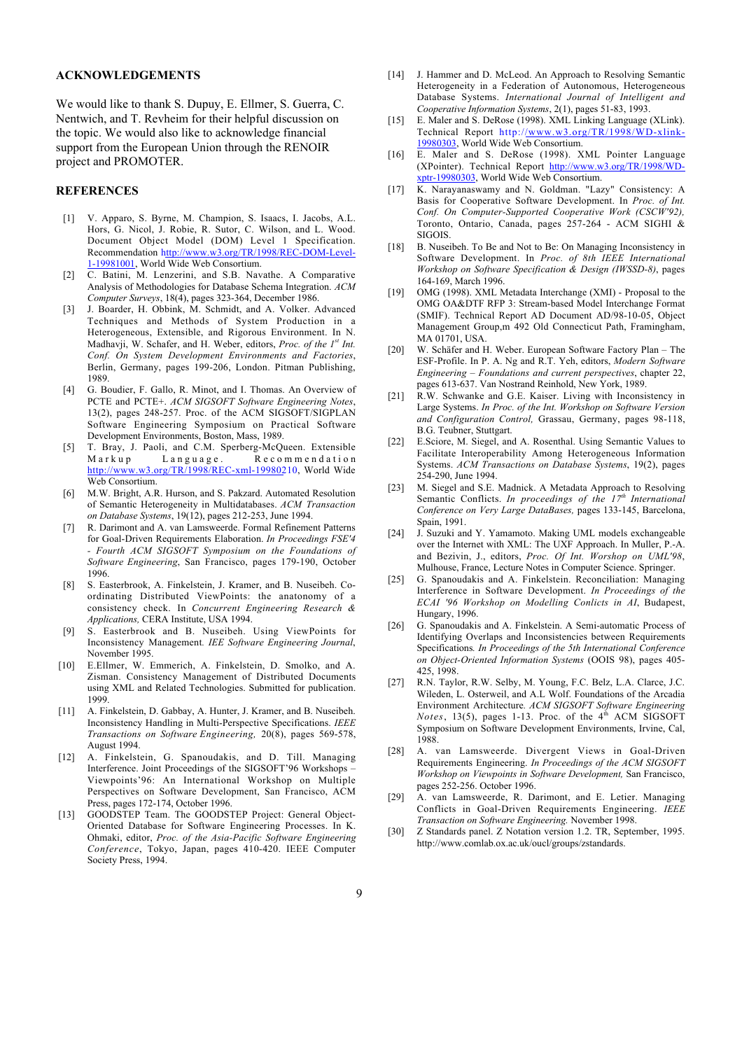## ACKNOWLEDGEMENTS

We would like to thank S. Dupuy, E. Ellmer, S. Guerra, C. Nentwich, and T. Revheim for their helpful discussion on the topic. We would also like to acknowledge financial support from the European Union through the RENOIR project and PROMOTER.

## REFERENCES

[1] V. Apparo, S. Byrne, M. Champion, S. Isaacs, I. Jacobs, A.L. Hors, G. Nicol, J. Robie, R. Sutor, C. Wilson, and L. Wood. Document Object Model (DOM) Level 1 Specification. Recommendation http://www.w3.org/TR/1998/REC-DOM-Level-1-19981001, World Wide Web Consortium.

[2] C. Batini, M. Lenzerini, and S.B. Navathe. A Comparative Analysis of Methodologies for Database Schema Integration. *ACM Computer Surveys*, 18(4), pages 323-364, December 1986.

[3] J. Boarder, H. Obbink, M. Schmidt, and A. Volker. Advanced Techniques and Methods of System Production in a Heterogeneous, Extensible, and Rigorous Environment. In N. Madhavji, W. Schafer, and H. Weber, editors, *Proc. of the 1st Int. Conf. On System Development Environments and Factories*, Berlin, Germany, pages 199-206, London. Pitman Publishing, 1989.

[4] G. Boudier, F. Gallo, R. Minot, and I. Thomas. An Overview of PCTE and PCTE+. *ACM SIGSOFT Software Engineering Notes*, 13(2), pages 248-257. Proc. of the ACM SIGSOFT/SIGPLAN Software Engineering Symposium on Practical Software Development Environments, Boston, Mass, 1989.

[5] T. Bray, J. Paoli, and C.M. Sperberg-McQueen. Extensible Markup Language. Recommendation http://www.w3.org/TR/1998/REC-xml-19980210, World Wide Web Consortium.

[6] M.W. Bright, A.R. Hurson, and S. Pakzard. Automated Resolution of Semantic Heterogeneity in Multidatabases. *ACM Transaction on Database Systems*, 19(12), pages 212-253, June 1994.

[7] R. Darimont and A. van Lamsweerde. Formal Refinement Patterns for Goal-Driven Requirements Elaboration. *In Proceedings FSE'4 - Fourth ACM SIGSOFT Symposium on the Foundations of Software Engineering*, San Francisco, pages 179-190, October 1996.

[8] S. Easterbrook, A. Finkelstein, J. Kramer, and B. Nuseibeh. Co-ordinating Distributed ViewPoints: the anatonomy of a consistency check. In *Concurrent Engineering Research & Applications,* CERA Institute, USA 1994.

[9] S. Easterbrook and B. Nuseibeh. Using ViewPoints for Inconsistency Management. *IEE Software Engineering Journal*, November 1995.

[10] E.Ellmer, W. Emmerich, A. Finkelstein, D. Smolko, and A. Zisman. Consistency Management of Distributed Documents using XML and Related Technologies. Submitted for publication. 1999.

[11] A. Finkelstein, D. Gabbay, A. Hunter, J. Kramer, and B. Nuseibeh. Inconsistency Handling in Multi-Perspective Specifications. *IEEE Transactions on Software Engineering,* 20(8), pages 569-578, August 1994.

[12] A. Finkelstein, G. Spanoudakis, and D. Till. Managing Interference. Joint Proceedings of the SIGSOFT'96 Workshops – Viewpoints'96: An International Workshop on Multiple Perspectives on Software Development, San Francisco, ACM Press, pages 172-174, October 1996.

[13] GOODSTEP Team. The GOODSTEP Project: General Object-Oriented Database for Software Engineering Processes. In K. Ohmaki, editor, *Proc. of the Asia-Pacific Software Engineering Conference*, Tokyo, Japan, pages 410-420. IEEE Computer Society Press, 1994.

[14] J. Hammer and D. McLeod. An Approach to Resolving Semantic Heterogeneity in a Federation of Autonomous, Heterogeneous Database Systems. *International Journal of Intelligent and Cooperative Information Systems*, 2(1), pages 51-83, 1993.

[15] E. Maler and S. DeRose (1998). XML Linking Language (XLink). Technical Report http://www.w3.org/TR/1998/WD-xlink-19980303, World Wide Web Consortium.

[16] E. Maler and S. DeRose (1998). XML Pointer Language (XPointer). Technical Report http://www.w3.org/TR/1998/WD-xptr-19980303, World Wide Web Consortium.

[17] K. Narayanaswamy and N. Goldman. "Lazy" Consistency: A Basis for Cooperative Software Development. In *Proc. of Int. Conf. On Computer-Supported Cooperative Work (CSCW'92),* Toronto, Ontario, Canada, pages 257-264 - ACM SIGHI & SIGOIS.

[18] B. Nuseibeh. To Be and Not to Be: On Managing Inconsistency in Software Development. In *Proc. of 8th IEEE International Workshop on Software Specification & Design (IWSSD-8)*, pages 164-169, March 1996.

[19] OMG (1998). XML Metadata Interchange (XMI) - Proposal to the OMG OA&DTF RFP 3: Stream-based Model Interchange Format (SMIF). Technical Report AD Document AD/98-10-05, Object Management Group,m 492 Old Connecticut Path, Framingham, MA 01701, USA.

[20] W. Schäfer and H. Weber. European Software Factory Plan – The ESF-Profile. In P. A. Ng and R.T. Yeh, editors, *Modern Software Engineering – Foundations and current perspectives*, chapter 22, pages 613-637. Van Nostrand Reinhold, New York, 1989.

[21] R.W. Schwanke and G.E. Kaiser. Living with Inconsistency in Large Systems. *In Proc. of the Int. Workshop on Software Version and Configuration Control,* Grassau, Germany, pages 98-118, B.G. Teubner, Stuttgart.

[22] E.Sciore, M. Siegel, and A. Rosenthal. Using Semantic Values to Facilitate Interoperability Among Heterogeneous Information Systems. *ACM Transactions on Database Systems*, 19(2), pages 254-290, June 1994.

[23] M. Siegel and S.E. Madnick. A Metadata Approach to Resolving Semantic Conflicts. *In proceedings of the 17th International Conference on Very Large DataBases,* pages 133-145, Barcelona, Spain, 1991.

[24] J. Suzuki and Y. Yamamoto. Making UML models exchangeable over the Internet with XML: The UXF Approach. In Muller, P.-A. and Bezivin, J., editors, *Proc. Of Int. Worshop on UML'98*, Mulhouse, France, Lecture Notes in Computer Science. Springer.

[25] G. Spanoudakis and A. Finkelstein. Reconciliation: Managing Interference in Software Development. *In Proceedings of the ECAI '96 Workshop on Modelling Conflicts in AI*, Budapest, Hungary, 1996.

[26] G. Spanoudakis and A. Finkelstein. A Semi-automatic Process of Identifying Overlaps and Inconsistencies between Requirements Specifications*. In Proceedings of the 5th International Conference on Object-Oriented Information Systems* (OOIS 98), pages 405-425, 1998.

[27] R.N. Taylor, R.W. Selby, M. Young, F.C. Belz, L.A. Clarce, J.C. Wileden, L. Osterweil, and A.L Wolf. Foundations of the Arcadia Environment Architecture*. ACM SIGSOFT Software Engineering Notes*, 13(5), pages 1-13. Proc. of the 4th ACM SIGSOFT Symposium on Software Development Environments, Irvine, Cal, 1988.

[28] A. van Lamsweerde. Divergent Views in Goal-Driven Requirements Engineering. *In Proceedings of the ACM SIGSOFT Workshop on Viewpoints in Software Development,* San Francisco, pages 252-256. October 1996.

[29] A. van Lamsweerde, R. Darimont, and E. Letier. Managing Conflicts in Goal-Driven Requirements Engineering. *IEEE Transaction on Software Engineering.* November 1998.

[30] Z Standards panel. Z Notation version 1.2. TR, September, 1995. http://www.comlab.ox.ac.uk/oucl/groups/zstandards.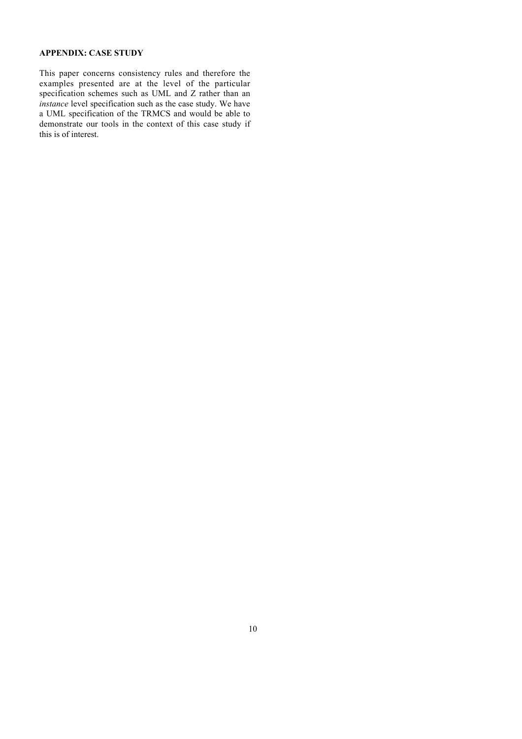## APPENDIX: CASE STUDY

This paper concerns consistency rules and therefore the examples presented are at the level of the particular specification schemes such as UML and Z rather than an *instance* level specification such as the case study. We have a UML specification of the TRMCS and would be able to demonstrate our tools in the context of this case study if this is of interest.